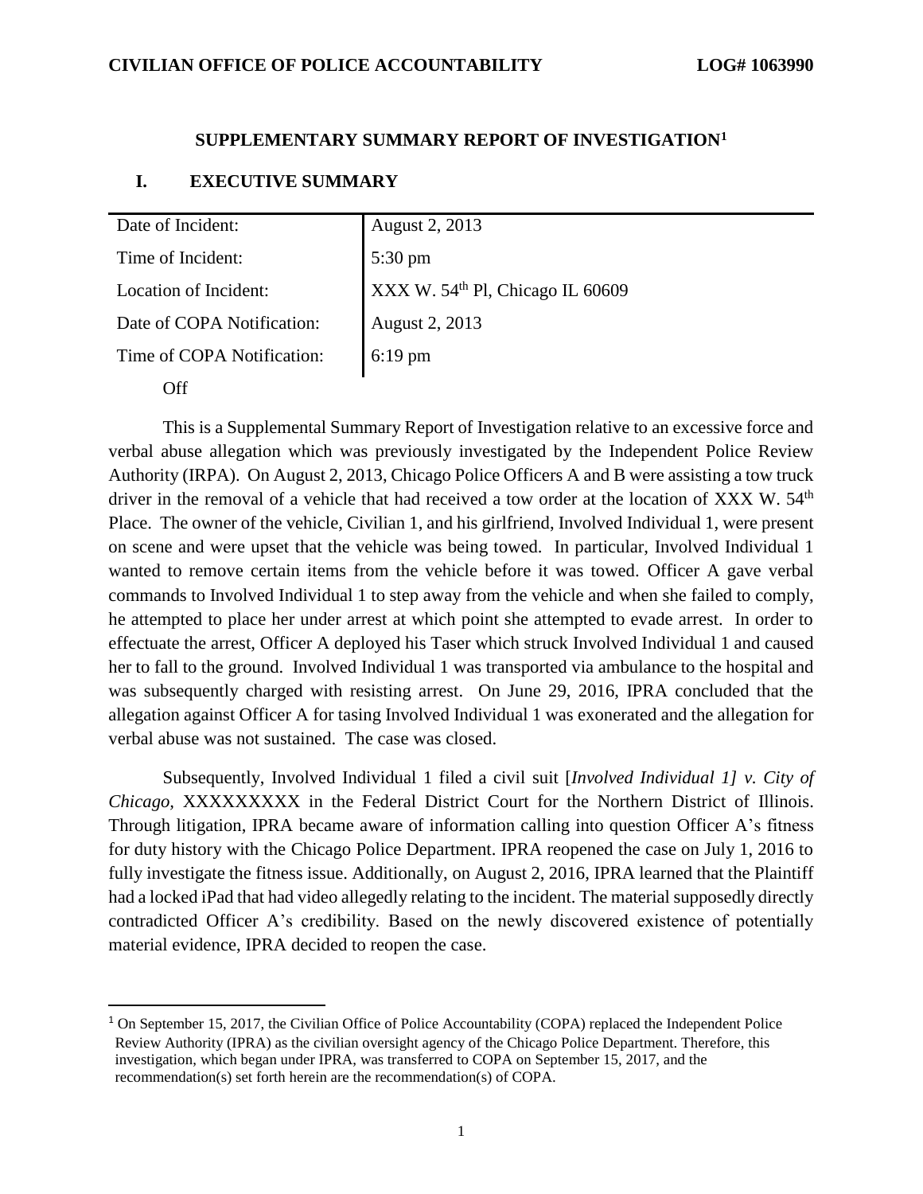## SUPPLEMENTARY SUMMARY REPORT OF INVESTIGATION[1]

### I. EXECUTIVE SUMMARY

| | |
|---|---|
| Date of Incident: | August 2, 2013 |
| Time of Incident: | 5:30 pm |
| Location of Incident: | XXX W. 54th Pl, Chicago IL 60609 |
| Date of COPA Notification: | August 2, 2013 |
| Time of COPA Notification: | 6:19 pm |

Off

This is a Supplemental Summary Report of Investigation relative to an excessive force and verbal abuse allegation which was previously investigated by the Independent Police Review Authority (IRPA). On August 2, 2013, Chicago Police Officers A and B were assisting a tow truck driver in the removal of a vehicle that had received a tow order at the location of XXX W. 54th Place. The owner of the vehicle, Civilian 1, and his girlfriend, Involved Individual 1, were present on scene and were upset that the vehicle was being towed. In particular, Involved Individual 1 wanted to remove certain items from the vehicle before it was towed. Officer A gave verbal commands to Involved Individual 1 to step away from the vehicle and when she failed to comply, he attempted to place her under arrest at which point she attempted to evade arrest. In order to effectuate the arrest, Officer A deployed his Taser which struck Involved Individual 1 and caused her to fall to the ground. Involved Individual 1 was transported via ambulance to the hospital and was subsequently charged with resisting arrest. On June 29, 2016, IPRA concluded that the allegation against Officer A for tasing Involved Individual 1 was exonerated and the allegation for verbal abuse was not sustained. The case was closed.

Subsequently, Involved Individual 1 filed a civil suit [*Involved Individual 1] v. City of Chicago,* XXXXXXXXX in the Federal District Court for the Northern District of Illinois. Through litigation, IPRA became aware of information calling into question Officer A's fitness for duty history with the Chicago Police Department. IPRA reopened the case on July 1, 2016 to fully investigate the fitness issue. Additionally, on August 2, 2016, IPRA learned that the Plaintiff had a locked iPad that had video allegedly relating to the incident. The material supposedly directly contradicted Officer A's credibility. Based on the newly discovered existence of potentially material evidence, IPRA decided to reopen the case.

[1] On September 15, 2017, the Civilian Office of Police Accountability (COPA) replaced the Independent Police Review Authority (IPRA) as the civilian oversight agency of the Chicago Police Department. Therefore, this investigation, which began under IPRA, was transferred to COPA on September 15, 2017, and the recommendation(s) set forth herein are the recommendation(s) of COPA.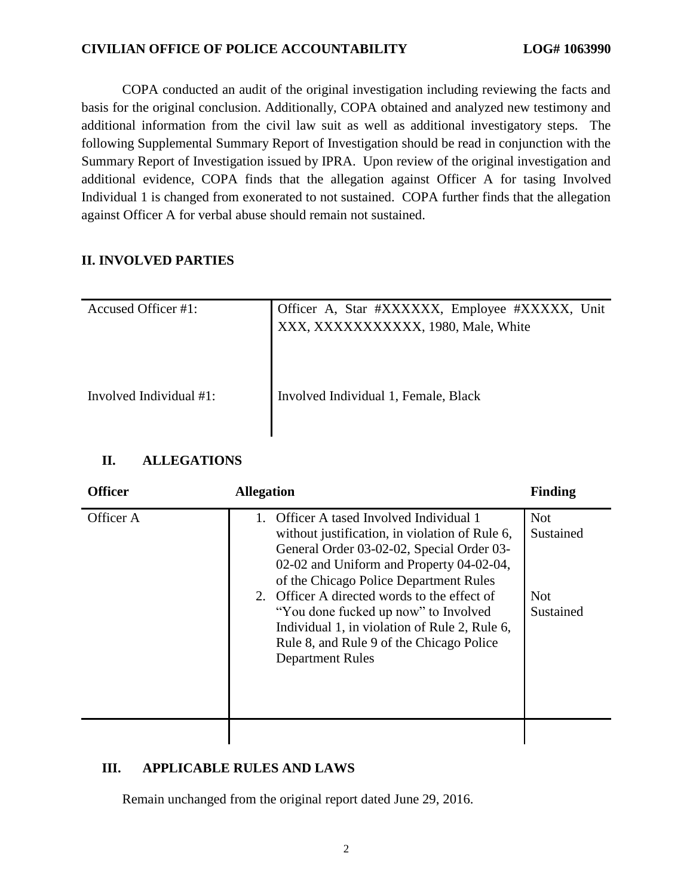COPA conducted an audit of the original investigation including reviewing the facts and basis for the original conclusion. Additionally, COPA obtained and analyzed new testimony and additional information from the civil law suit as well as additional investigatory steps. The following Supplemental Summary Report of Investigation should be read in conjunction with the Summary Report of Investigation issued by IPRA. Upon review of the original investigation and additional evidence, COPA finds that the allegation against Officer A for tasing Involved Individual 1 is changed from exonerated to not sustained. COPA further finds that the allegation against Officer A for verbal abuse should remain not sustained.

## II. INVOLVED PARTIES

| | |
|---|---|
| Accused Officer #1: | Officer A, Star #XXXXXX, Employee #XXXXX, Unit XXX, XXXXXXXXXXX, 1980, Male, White |
| Involved Individual #1: | Involved Individual 1, Female, Black |

## II. ALLEGATIONS

| Officer | Allegation | Finding |
|---|---|---|
| Officer A | 1. Officer A tased Involved Individual 1 without justification, in violation of Rule 6, General Order 03-02-02, Special Order 03-02-02 and Uniform and Property 04-02-04, of the Chicago Police Department Rules | Not Sustained |
| | 2. Officer A directed words to the effect of "You done fucked up now" to Involved Individual 1, in violation of Rule 2, Rule 6, Rule 8, and Rule 9 of the Chicago Police Department Rules | Not Sustained |

## III. APPLICABLE RULES AND LAWS

Remain unchanged from the original report dated June 29, 2016.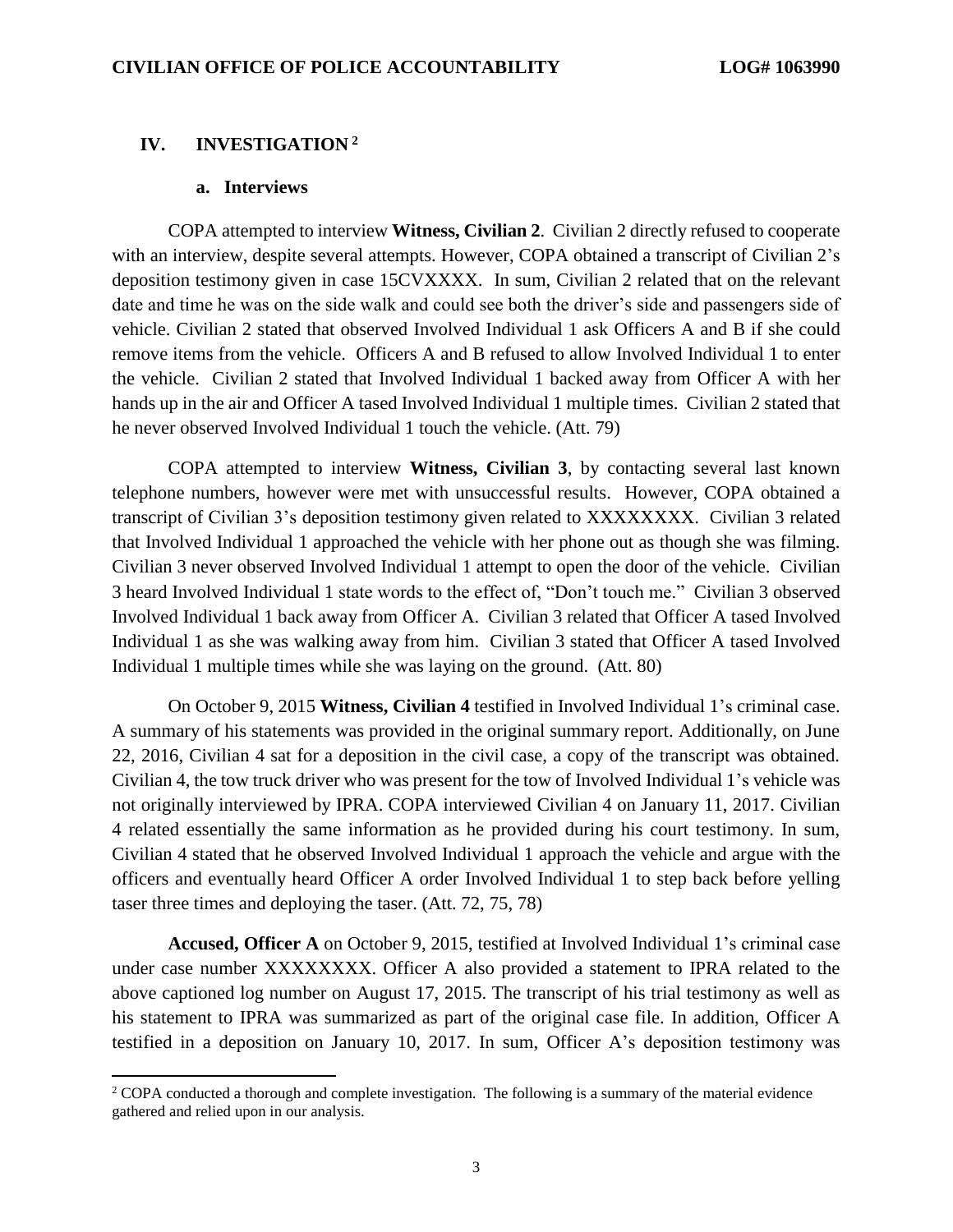## IV. INVESTIGATION [2]

### a. Interviews

COPA attempted to interview **Witness, Civilian 2**. Civilian 2 directly refused to cooperate with an interview, despite several attempts. However, COPA obtained a transcript of Civilian 2's deposition testimony given in case 15CVXXXX. In sum, Civilian 2 related that on the relevant date and time he was on the side walk and could see both the driver's side and passengers side of vehicle. Civilian 2 stated that observed Involved Individual 1 ask Officers A and B if she could remove items from the vehicle. Officers A and B refused to allow Involved Individual 1 to enter the vehicle. Civilian 2 stated that Involved Individual 1 backed away from Officer A with her hands up in the air and Officer A tased Involved Individual 1 multiple times. Civilian 2 stated that he never observed Involved Individual 1 touch the vehicle. (Att. 79)

COPA attempted to interview **Witness, Civilian 3**, by contacting several last known telephone numbers, however were met with unsuccessful results. However, COPA obtained a transcript of Civilian 3's deposition testimony given related to XXXXXXXX. Civilian 3 related that Involved Individual 1 approached the vehicle with her phone out as though she was filming. Civilian 3 never observed Involved Individual 1 attempt to open the door of the vehicle. Civilian 3 heard Involved Individual 1 state words to the effect of, "Don't touch me." Civilian 3 observed Involved Individual 1 back away from Officer A. Civilian 3 related that Officer A tased Involved Individual 1 as she was walking away from him. Civilian 3 stated that Officer A tased Involved Individual 1 multiple times while she was laying on the ground. (Att. 80)

On October 9, 2015 **Witness, Civilian 4** testified in Involved Individual 1's criminal case. A summary of his statements was provided in the original summary report. Additionally, on June 22, 2016, Civilian 4 sat for a deposition in the civil case, a copy of the transcript was obtained. Civilian 4, the tow truck driver who was present for the tow of Involved Individual 1's vehicle was not originally interviewed by IPRA. COPA interviewed Civilian 4 on January 11, 2017. Civilian 4 related essentially the same information as he provided during his court testimony. In sum, Civilian 4 stated that he observed Involved Individual 1 approach the vehicle and argue with the officers and eventually heard Officer A order Involved Individual 1 to step back before yelling taser three times and deploying the taser. (Att. 72, 75, 78)

**Accused, Officer A** on October 9, 2015, testified at Involved Individual 1's criminal case under case number XXXXXXXX. Officer A also provided a statement to IPRA related to the above captioned log number on August 17, 2015. The transcript of his trial testimony as well as his statement to IPRA was summarized as part of the original case file. In addition, Officer A testified in a deposition on January 10, 2017. In sum, Officer A's deposition testimony was

---

[2] COPA conducted a thorough and complete investigation. The following is a summary of the material evidence gathered and relied upon in our analysis.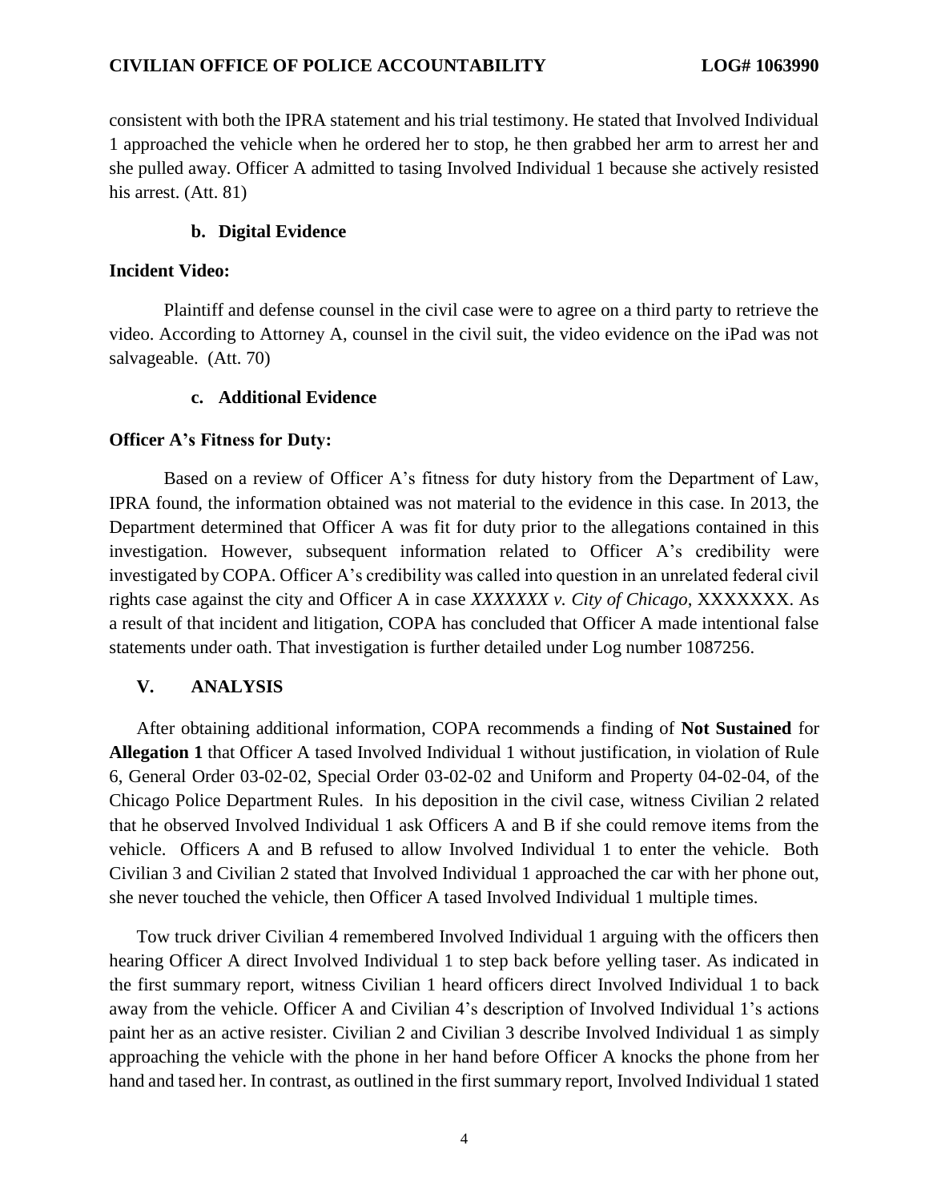consistent with both the IPRA statement and his trial testimony. He stated that Involved Individual 1 approached the vehicle when he ordered her to stop, he then grabbed her arm to arrest her and she pulled away. Officer A admitted to tasing Involved Individual 1 because she actively resisted his arrest. (Att. 81)

### b. Digital Evidence

**Incident Video:**

Plaintiff and defense counsel in the civil case were to agree on a third party to retrieve the video. According to Attorney A, counsel in the civil suit, the video evidence on the iPad was not salvageable. (Att. 70)

### c. Additional Evidence

**Officer A's Fitness for Duty:**

Based on a review of Officer A's fitness for duty history from the Department of Law, IPRA found, the information obtained was not material to the evidence in this case. In 2013, the Department determined that Officer A was fit for duty prior to the allegations contained in this investigation. However, subsequent information related to Officer A's credibility were investigated by COPA. Officer A's credibility was called into question in an unrelated federal civil rights case against the city and Officer A in case *XXXXXXX v. City of Chicago*, XXXXXXX. As a result of that incident and litigation, COPA has concluded that Officer A made intentional false statements under oath. That investigation is further detailed under Log number 1087256.

## V. ANALYSIS

After obtaining additional information, COPA recommends a finding of **Not Sustained** for **Allegation 1** that Officer A tased Involved Individual 1 without justification, in violation of Rule 6, General Order 03-02-02, Special Order 03-02-02 and Uniform and Property 04-02-04, of the Chicago Police Department Rules. In his deposition in the civil case, witness Civilian 2 related that he observed Involved Individual 1 ask Officers A and B if she could remove items from the vehicle. Officers A and B refused to allow Involved Individual 1 to enter the vehicle. Both Civilian 3 and Civilian 2 stated that Involved Individual 1 approached the car with her phone out, she never touched the vehicle, then Officer A tased Involved Individual 1 multiple times.

Tow truck driver Civilian 4 remembered Involved Individual 1 arguing with the officers then hearing Officer A direct Involved Individual 1 to step back before yelling taser. As indicated in the first summary report, witness Civilian 1 heard officers direct Involved Individual 1 to back away from the vehicle. Officer A and Civilian 4's description of Involved Individual 1's actions paint her as an active resister. Civilian 2 and Civilian 3 describe Involved Individual 1 as simply approaching the vehicle with the phone in her hand before Officer A knocks the phone from her hand and tased her. In contrast, as outlined in the first summary report, Involved Individual 1 stated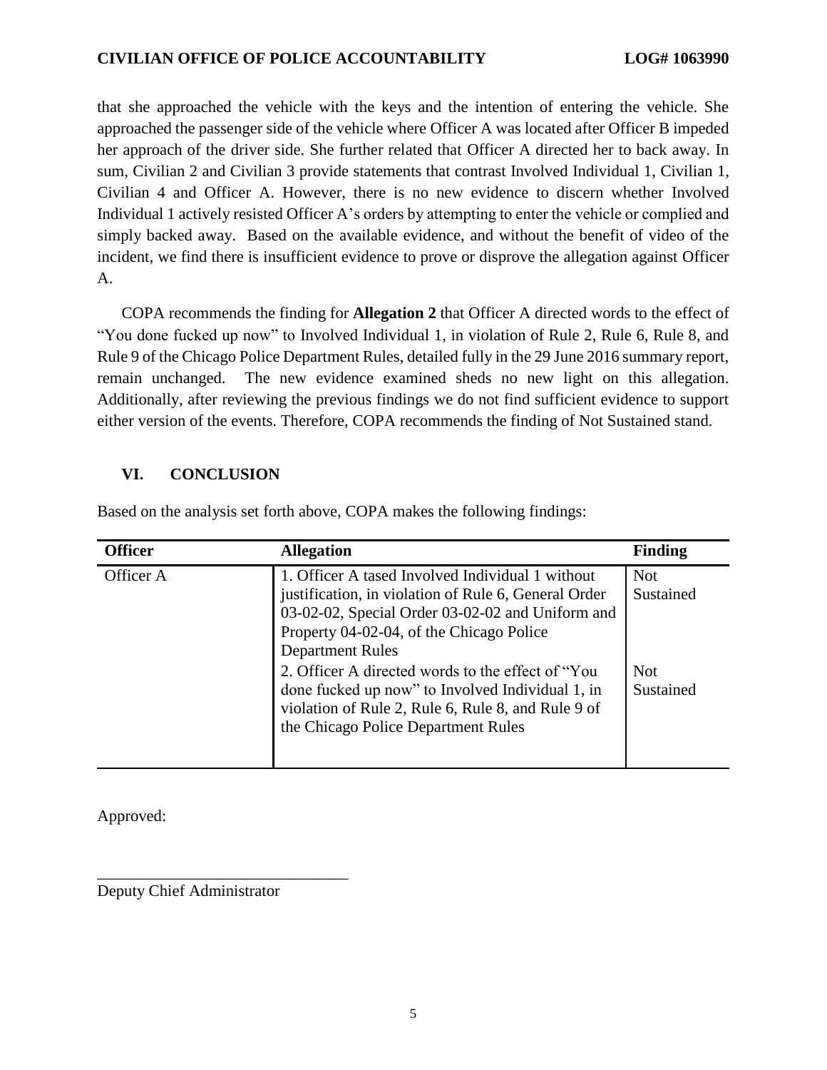that she approached the vehicle with the keys and the intention of entering the vehicle. She approached the passenger side of the vehicle where Officer A was located after Officer B impeded her approach of the driver side. She further related that Officer A directed her to back away. In sum, Civilian 2 and Civilian 3 provide statements that contrast Involved Individual 1, Civilian 1, Civilian 4 and Officer A. However, there is no new evidence to discern whether Involved Individual 1 actively resisted Officer A's orders by attempting to enter the vehicle or complied and simply backed away. Based on the available evidence, and without the benefit of video of the incident, we find there is insufficient evidence to prove or disprove the allegation against Officer A.

COPA recommends the finding for **Allegation 2** that Officer A directed words to the effect of "You done fucked up now" to Involved Individual 1, in violation of Rule 2, Rule 6, Rule 8, and Rule 9 of the Chicago Police Department Rules, detailed fully in the 29 June 2016 summary report, remain unchanged. The new evidence examined sheds no new light on this allegation. Additionally, after reviewing the previous findings we do not find sufficient evidence to support either version of the events. Therefore, COPA recommends the finding of Not Sustained stand.

## VI. CONCLUSION

Based on the analysis set forth above, COPA makes the following findings:

| Officer | Allegation | Finding |
|---|---|---|
| Officer A | 1. Officer A tased Involved Individual 1 without justification, in violation of Rule 6, General Order 03-02-02, Special Order 03-02-02 and Uniform and Property 04-02-04, of the Chicago Police Department Rules | Not Sustained |
| | 2. Officer A directed words to the effect of "You done fucked up now" to Involved Individual 1, in violation of Rule 2, Rule 6, Rule 8, and Rule 9 of the Chicago Police Department Rules | Not Sustained |

Approved:

_______________________________
Deputy Chief Administrator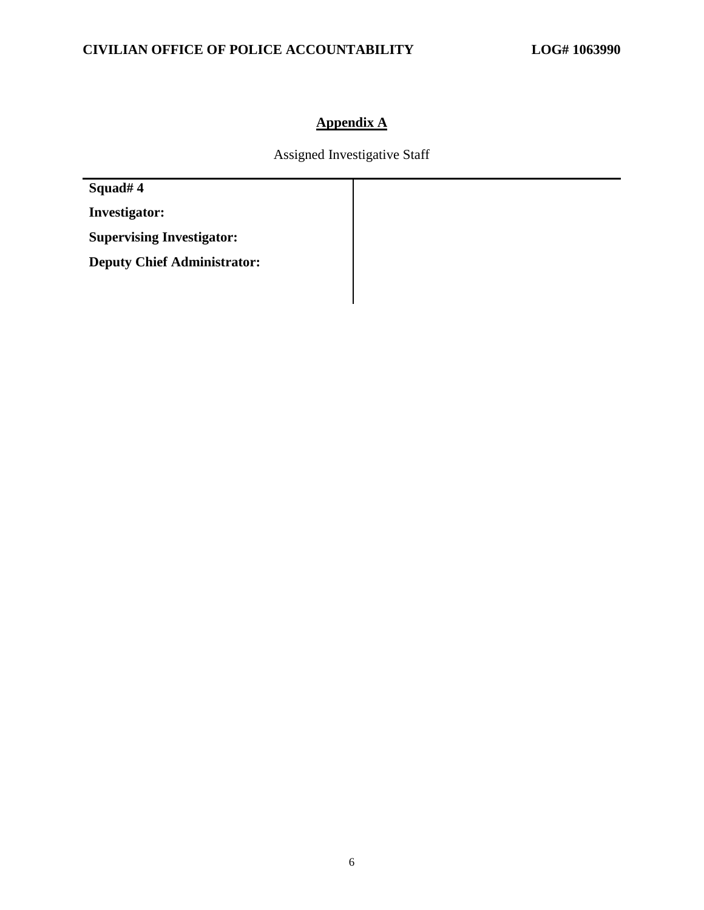## Appendix A

Assigned Investigative Staff

| | |
|---|---|
| **Squad# 4** | |
| **Investigator:** | |
| **Supervising Investigator:** | |
| **Deputy Chief Administrator:** | |